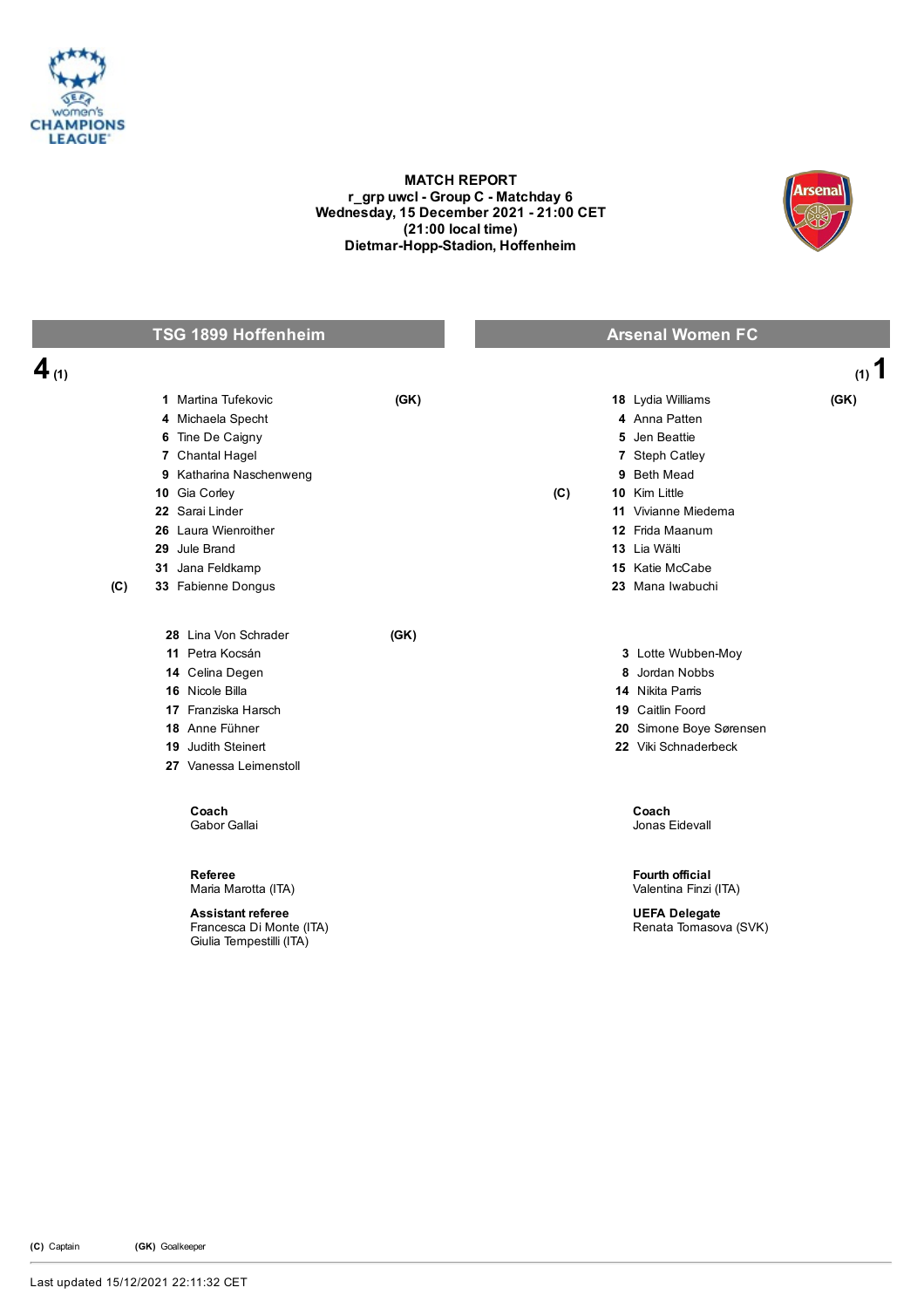# MATCH REPORT

**r_grp uwcl - Group C - Matchday 6**
**Wednesday, 15 December 2021 - 21:00 CET**
**(21:00 local time)**
**Dietmar-Hopp-Stadion, Hoffenheim**

| TSG 1899 Hoffenheim | | Arsenal Women FC | |
|---|---|---|---|
| **4** (1) | | | (1) **1** |
| **1** Martina Tufekovic | (GK) | **18** Lydia Williams | (GK) |
| **4** Michaela Specht | | **4** Anna Patten | |
| **6** Tine De Caigny | | **5** Jen Beattie | |
| **7** Chantal Hagel | | **7** Steph Catley | |
| **9** Katharina Naschenweng | | **9** Beth Mead | |
| **10** Gia Corley | | (C) **10** Kim Little | |
| **22** Sarai Linder | | **11** Vivianne Miedema | |
| **26** Laura Wienroither | | **12** Frida Maanum | |
| **29** Jule Brand | | **13** Lia Wälti | |
| **31** Jana Feldkamp | | **15** Katie McCabe | |
| (C) **33** Fabienne Dongus | | **23** Mana Iwabuchi | |

| TSG 1899 Hoffenheim substitutes | | Arsenal Women FC substitutes |
|---|---|---|
| **28** Lina Von Schrader | (GK) | |
| **11** Petra Kocsán | | **3** Lotte Wubben-Moy |
| **14** Celina Degen | | **8** Jordan Nobbs |
| **16** Nicole Billa | | **14** Nikita Parris |
| **17** Franziska Harsch | | **19** Caitlin Foord |
| **18** Anne Führer | | **20** Simone Boye Sørensen |
| **19** Judith Steinert | | **22** Viki Schnaderbeck |
| **27** Vanessa Leimenstoll | | |

**Coach**
Gabor Gallai

**Coach**
Jonas Eidevall

**Referee**
Maria Marotta (ITA)

**Assistant referee**
Francesca Di Monte (ITA)
Giulia Tempestilli (ITA)

**Fourth official**
Valentina Finzi (ITA)

**UEFA Delegate**
Renata Tomasova (SVK)

**(C)** Captain **(GK)** Goalkeeper

Last updated 15/12/2021 22:11:32 CET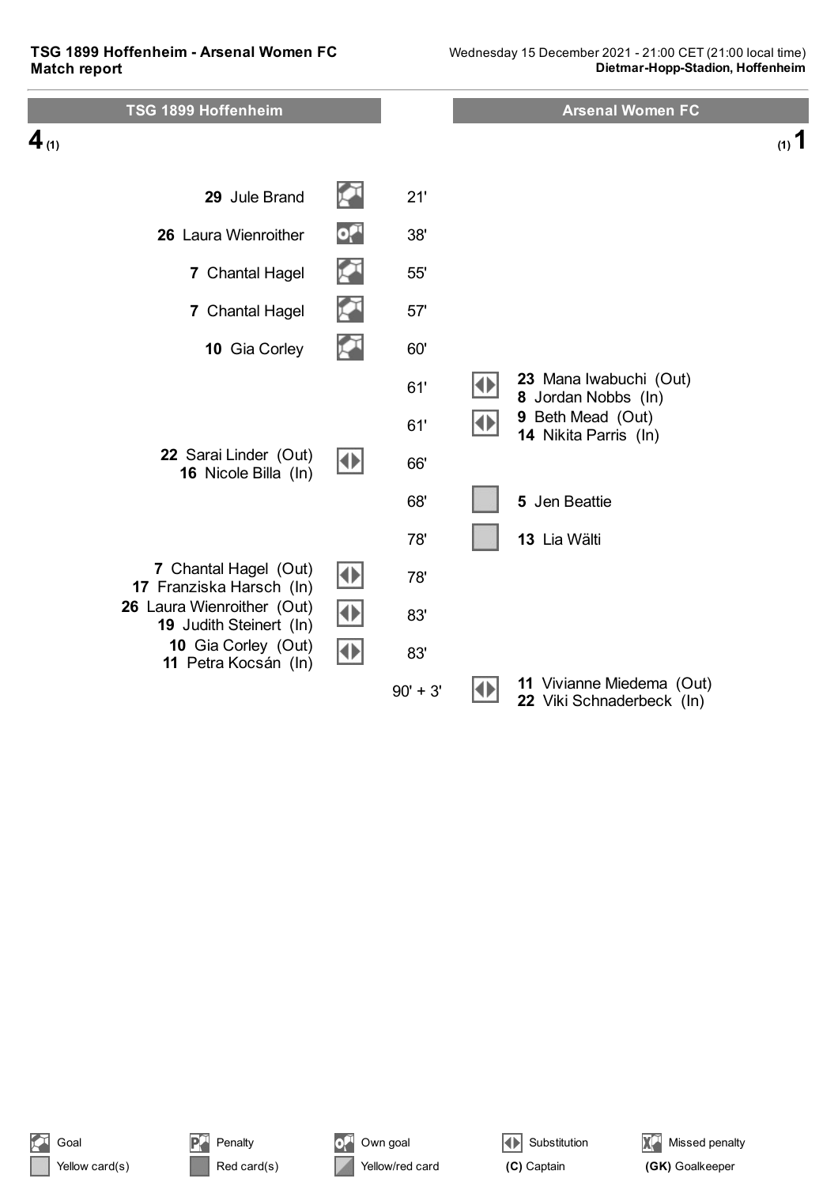**TSG 1899 Hoffenheim - Arsenal Women FC**
**Match report**

Wednesday 15 December 2021 - 21:00 CET (21:00 local time)
**Dietmar-Hopp-Stadion, Hoffenheim**

| TSG 1899 Hoffenheim | | Minute | | Arsenal Women FC |
|---|---|---|---|---|
| **4** (1) | | | | (1) **1** |
| **29** Jule Brand | Goal | 21' | | |
| **26** Laura Wienroither | Own goal | 38' | | |
| **7** Chantal Hagel | Goal | 55' | | |
| **7** Chantal Hagel | Goal | 57' | | |
| **10** Gia Corley | Goal | 60' | | |
| | | 61' | Substitution | **23** Mana Iwabuchi (Out)<br>**8** Jordan Nobbs (In) |
| | | 61' | Substitution | **9** Beth Mead (Out)<br>**14** Nikita Parris (In) |
| **22** Sarai Linder (Out)<br>**16** Nicole Billa (In) | Substitution | 66' | | |
| | | 68' | Yellow card | **5** Jen Beattie |
| | | 78' | Yellow card | **13** Lia Wälti |
| **7** Chantal Hagel (Out)<br>**17** Franziska Harsch (In) | Substitution | 78' | | |
| **26** Laura Wienroither (Out)<br>**19** Judith Steinert (In) | Substitution | 83' | | |
| **10** Gia Corley (Out)<br>**11** Petra Kocsán (In) | Substitution | 83' | | |
| | | 90' + 3' | Substitution | **11** Vivianne Miedema (Out)<br>**22** Viki Schnaderbeck (In) |

Goal · Penalty · Own goal · Substitution · Missed penalty
Yellow card(s) · Red card(s) · Yellow/red card · **(C)** Captain · **(GK)** Goalkeeper